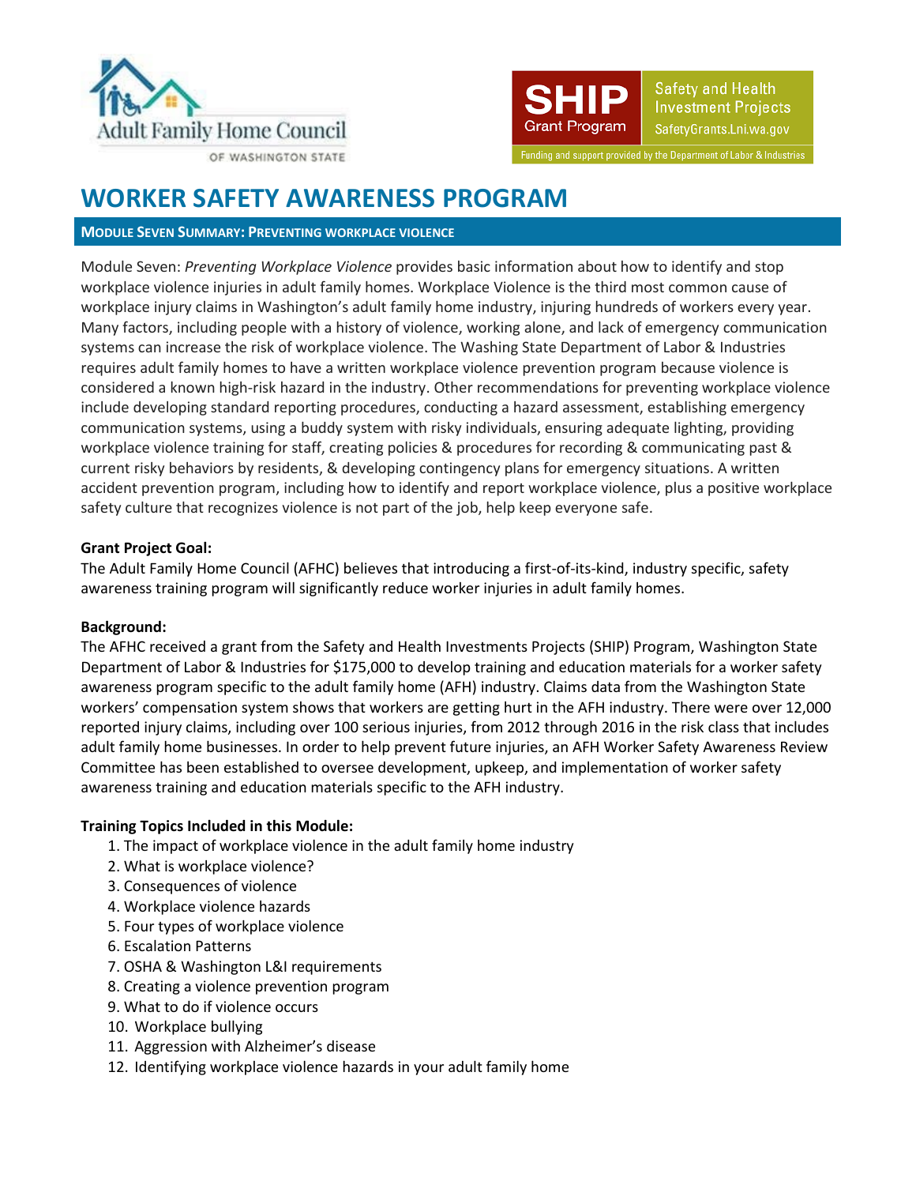Adult Family Home Council

OF WASHINGTON STATE

SHIP Grant Program

Safety and Health Investment Projects

SafetyGrants.Lni.wa.gov

Funding and support provided by the Department of Labor & Industries

# WORKER SAFETY AWARENESS PROGRAM

## MODULE SEVEN SUMMARY: PREVENTING WORKPLACE VIOLENCE

Module Seven: *Preventing Workplace Violence* provides basic information about how to identify and stop workplace violence injuries in adult family homes. Workplace Violence is the third most common cause of workplace injury claims in Washington's adult family home industry, injuring hundreds of workers every year. Many factors, including people with a history of violence, working alone, and lack of emergency communication systems can increase the risk of workplace violence. The Washing State Department of Labor & Industries requires adult family homes to have a written workplace violence prevention program because violence is considered a known high-risk hazard in the industry. Other recommendations for preventing workplace violence include developing standard reporting procedures, conducting a hazard assessment, establishing emergency communication systems, using a buddy system with risky individuals, ensuring adequate lighting, providing workplace violence training for staff, creating policies & procedures for recording & communicating past & current risky behaviors by residents, & developing contingency plans for emergency situations. A written accident prevention program, including how to identify and report workplace violence, plus a positive workplace safety culture that recognizes violence is not part of the job, help keep everyone safe.

**Grant Project Goal:**
The Adult Family Home Council (AFHC) believes that introducing a first-of-its-kind, industry specific, safety awareness training program will significantly reduce worker injuries in adult family homes.

**Background:**
The AFHC received a grant from the Safety and Health Investments Projects (SHIP) Program, Washington State Department of Labor & Industries for $175,000 to develop training and education materials for a worker safety awareness program specific to the adult family home (AFH) industry. Claims data from the Washington State workers' compensation system shows that workers are getting hurt in the AFH industry. There were over 12,000 reported injury claims, including over 100 serious injuries, from 2012 through 2016 in the risk class that includes adult family home businesses. In order to help prevent future injuries, an AFH Worker Safety Awareness Review Committee has been established to oversee development, upkeep, and implementation of worker safety awareness training and education materials specific to the AFH industry.

**Training Topics Included in this Module:**

1. The impact of workplace violence in the adult family home industry
2. What is workplace violence?
3. Consequences of violence
4. Workplace violence hazards
5. Four types of workplace violence
6. Escalation Patterns
7. OSHA & Washington L&I requirements
8. Creating a violence prevention program
9. What to do if violence occurs
10. Workplace bullying
11. Aggression with Alzheimer's disease
12. Identifying workplace violence hazards in your adult family home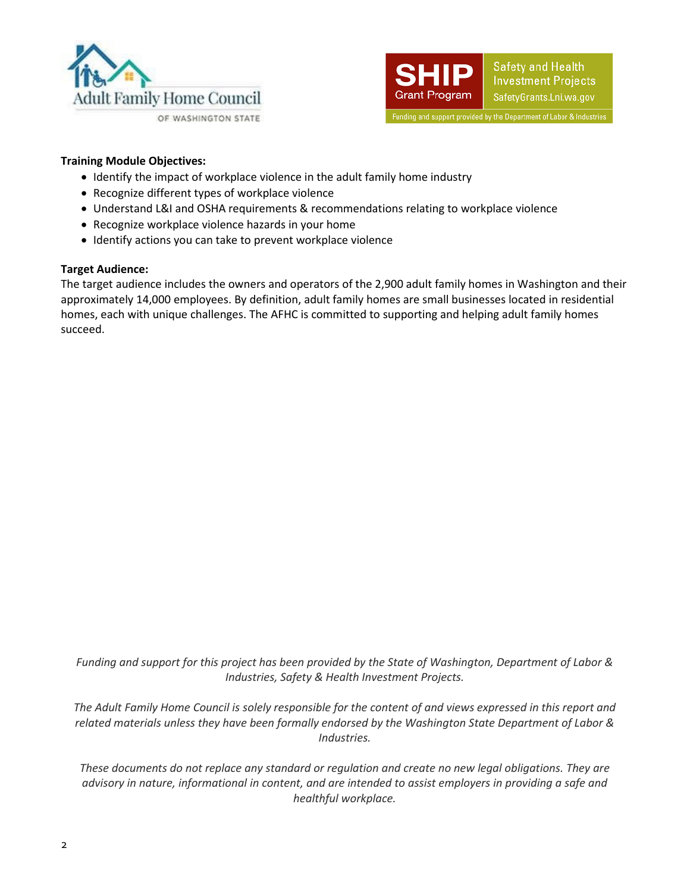**Training Module Objectives:**

- Identify the impact of workplace violence in the adult family home industry
- Recognize different types of workplace violence
- Understand L&I and OSHA requirements & recommendations relating to workplace violence
- Recognize workplace violence hazards in your home
- Identify actions you can take to prevent workplace violence

**Target Audience:**

The target audience includes the owners and operators of the 2,900 adult family homes in Washington and their approximately 14,000 employees. By definition, adult family homes are small businesses located in residential homes, each with unique challenges. The AFHC is committed to supporting and helping adult family homes succeed.

*Funding and support for this project has been provided by the State of Washington, Department of Labor & Industries, Safety & Health Investment Projects.*

*The Adult Family Home Council is solely responsible for the content of and views expressed in this report and related materials unless they have been formally endorsed by the Washington State Department of Labor & Industries.*

*These documents do not replace any standard or regulation and create no new legal obligations. They are advisory in nature, informational in content, and are intended to assist employers in providing a safe and healthful workplace.*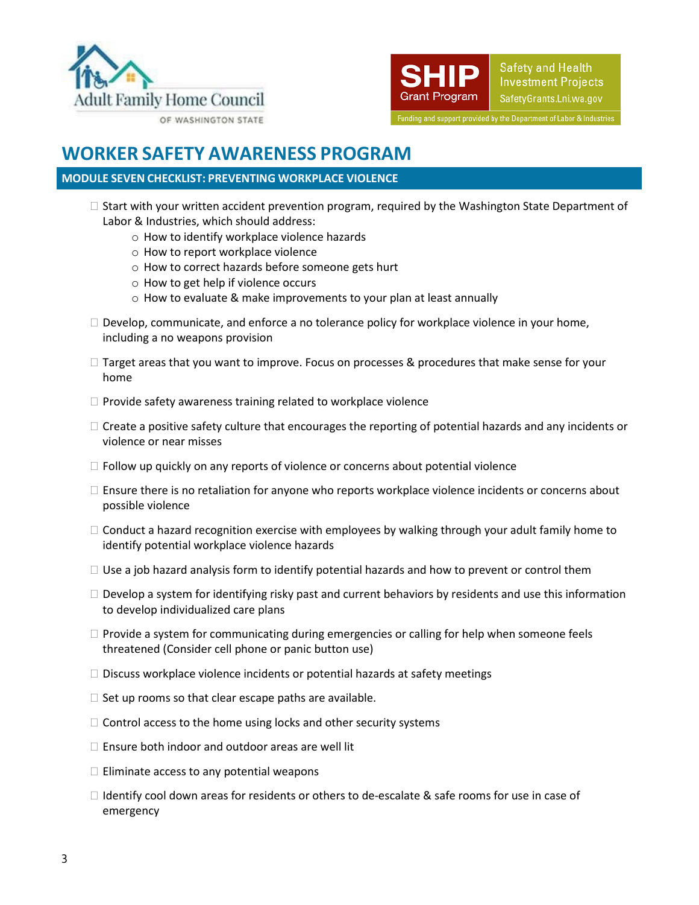# WORKER SAFETY AWARENESS PROGRAM

## MODULE SEVEN CHECKLIST: PREVENTING WORKPLACE VIOLENCE

- ☐ Start with your written accident prevention program, required by the Washington State Department of Labor & Industries, which should address:
  - How to identify workplace violence hazards
  - How to report workplace violence
  - How to correct hazards before someone gets hurt
  - How to get help if violence occurs
  - How to evaluate & make improvements to your plan at least annually
- ☐ Develop, communicate, and enforce a no tolerance policy for workplace violence in your home, including a no weapons provision
- ☐ Target areas that you want to improve. Focus on processes & procedures that make sense for your home
- ☐ Provide safety awareness training related to workplace violence
- ☐ Create a positive safety culture that encourages the reporting of potential hazards and any incidents or violence or near misses
- ☐ Follow up quickly on any reports of violence or concerns about potential violence
- ☐ Ensure there is no retaliation for anyone who reports workplace violence incidents or concerns about possible violence
- ☐ Conduct a hazard recognition exercise with employees by walking through your adult family home to identify potential workplace violence hazards
- ☐ Use a job hazard analysis form to identify potential hazards and how to prevent or control them
- ☐ Develop a system for identifying risky past and current behaviors by residents and use this information to develop individualized care plans
- ☐ Provide a system for communicating during emergencies or calling for help when someone feels threatened (Consider cell phone or panic button use)
- ☐ Discuss workplace violence incidents or potential hazards at safety meetings
- ☐ Set up rooms so that clear escape paths are available.
- ☐ Control access to the home using locks and other security systems
- ☐ Ensure both indoor and outdoor areas are well lit
- ☐ Eliminate access to any potential weapons
- ☐ Identify cool down areas for residents or others to de-escalate & safe rooms for use in case of emergency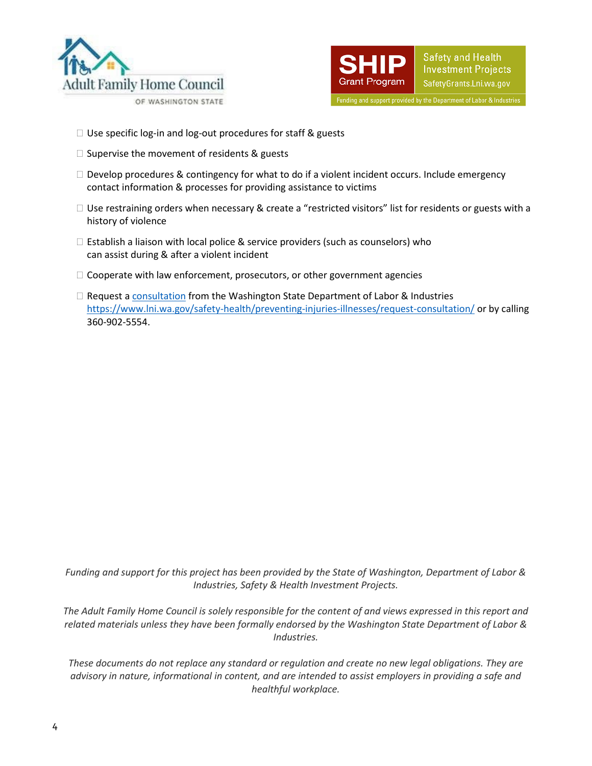- ☐ Use specific log-in and log-out procedures for staff & guests
- ☐ Supervise the movement of residents & guests
- ☐ Develop procedures & contingency for what to do if a violent incident occurs. Include emergency contact information & processes for providing assistance to victims
- ☐ Use restraining orders when necessary & create a "restricted visitors" list for residents or guests with a history of violence
- ☐ Establish a liaison with local police & service providers (such as counselors) who can assist during & after a violent incident
- ☐ Cooperate with law enforcement, prosecutors, or other government agencies
- ☐ Request a [consultation](https://www.lni.wa.gov/safety-health/preventing-injuries-illnesses/request-consultation/) from the Washington State Department of Labor & Industries https://www.lni.wa.gov/safety-health/preventing-injuries-illnesses/request-consultation/ or by calling 360-902-5554.

*Funding and support for this project has been provided by the State of Washington, Department of Labor & Industries, Safety & Health Investment Projects.*

*The Adult Family Home Council is solely responsible for the content of and views expressed in this report and related materials unless they have been formally endorsed by the Washington State Department of Labor & Industries.*

*These documents do not replace any standard or regulation and create no new legal obligations. They are advisory in nature, informational in content, and are intended to assist employers in providing a safe and healthful workplace.*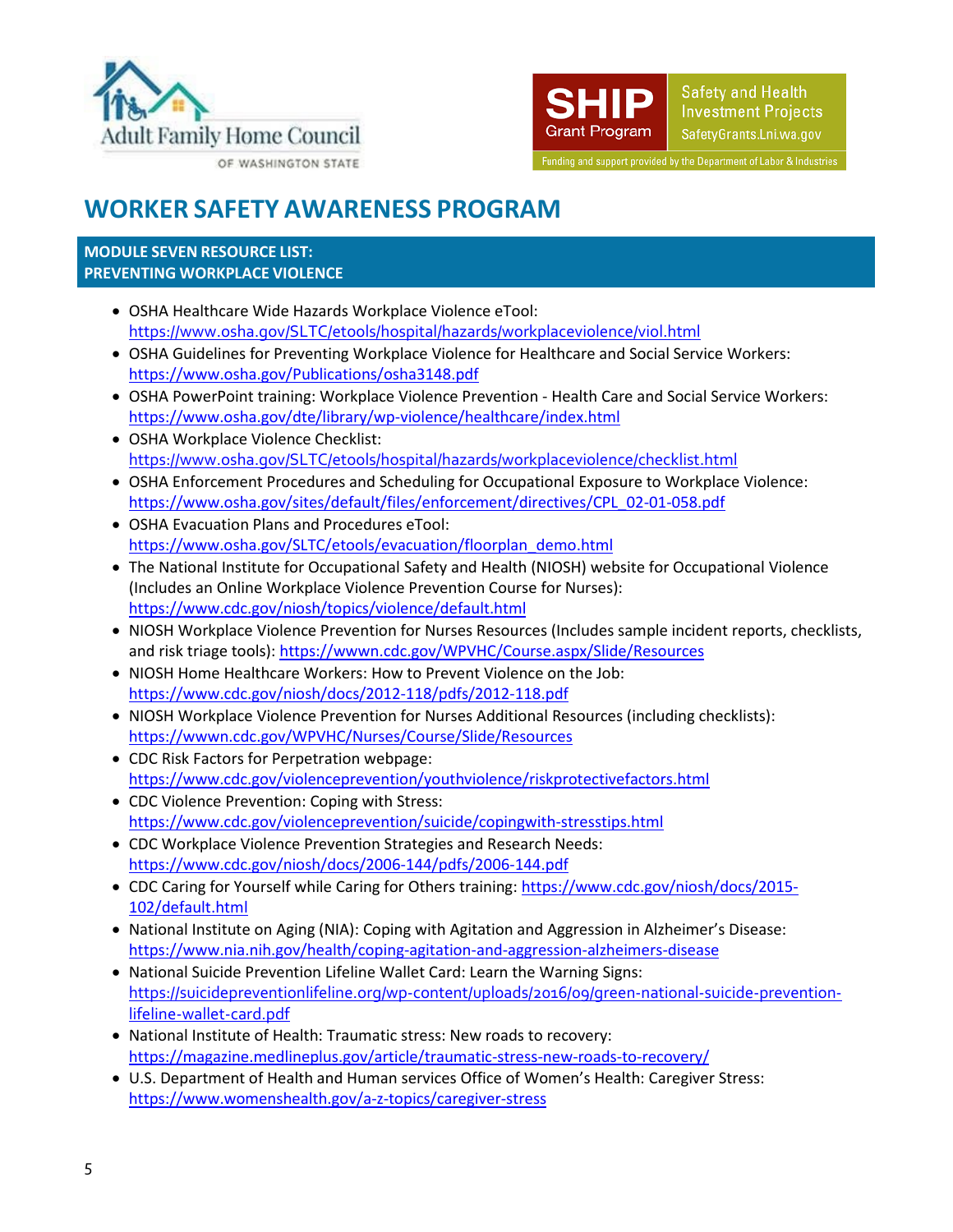# WORKER SAFETY AWARENESS PROGRAM

## MODULE SEVEN RESOURCE LIST: PREVENTING WORKPLACE VIOLENCE

- OSHA Healthcare Wide Hazards Workplace Violence eTool: https://www.osha.gov/SLTC/etools/hospital/hazards/workplaceviolence/viol.html
- OSHA Guidelines for Preventing Workplace Violence for Healthcare and Social Service Workers: https://www.osha.gov/Publications/osha3148.pdf
- OSHA PowerPoint training: Workplace Violence Prevention - Health Care and Social Service Workers: https://www.osha.gov/dte/library/wp-violence/healthcare/index.html
- OSHA Workplace Violence Checklist: https://www.osha.gov/SLTC/etools/hospital/hazards/workplaceviolence/checklist.html
- OSHA Enforcement Procedures and Scheduling for Occupational Exposure to Workplace Violence: https://www.osha.gov/sites/default/files/enforcement/directives/CPL_02-01-058.pdf
- OSHA Evacuation Plans and Procedures eTool: https://www.osha.gov/SLTC/etools/evacuation/floorplan_demo.html
- The National Institute for Occupational Safety and Health (NIOSH) website for Occupational Violence (Includes an Online Workplace Violence Prevention Course for Nurses): https://www.cdc.gov/niosh/topics/violence/default.html
- NIOSH Workplace Violence Prevention for Nurses Resources (Includes sample incident reports, checklists, and risk triage tools): https://wwwn.cdc.gov/WPVHC/Course.aspx/Slide/Resources
- NIOSH Home Healthcare Workers: How to Prevent Violence on the Job: https://www.cdc.gov/niosh/docs/2012-118/pdfs/2012-118.pdf
- NIOSH Workplace Violence Prevention for Nurses Additional Resources (including checklists): https://wwwn.cdc.gov/WPVHC/Nurses/Course/Slide/Resources
- CDC Risk Factors for Perpetration webpage: https://www.cdc.gov/violenceprevention/youthviolence/riskprotectivefactors.html
- CDC Violence Prevention: Coping with Stress: https://www.cdc.gov/violenceprevention/suicide/copingwith-stresstips.html
- CDC Workplace Violence Prevention Strategies and Research Needs: https://www.cdc.gov/niosh/docs/2006-144/pdfs/2006-144.pdf
- CDC Caring for Yourself while Caring for Others training: https://www.cdc.gov/niosh/docs/2015-102/default.html
- National Institute on Aging (NIA): Coping with Agitation and Aggression in Alzheimer's Disease: https://www.nia.nih.gov/health/coping-agitation-and-aggression-alzheimers-disease
- National Suicide Prevention Lifeline Wallet Card: Learn the Warning Signs: https://suicidepreventionlifeline.org/wp-content/uploads/2016/09/green-national-suicide-prevention-lifeline-wallet-card.pdf
- National Institute of Health: Traumatic stress: New roads to recovery: https://magazine.medlineplus.gov/article/traumatic-stress-new-roads-to-recovery/
- U.S. Department of Health and Human services Office of Women's Health: Caregiver Stress: https://www.womenshealth.gov/a-z-topics/caregiver-stress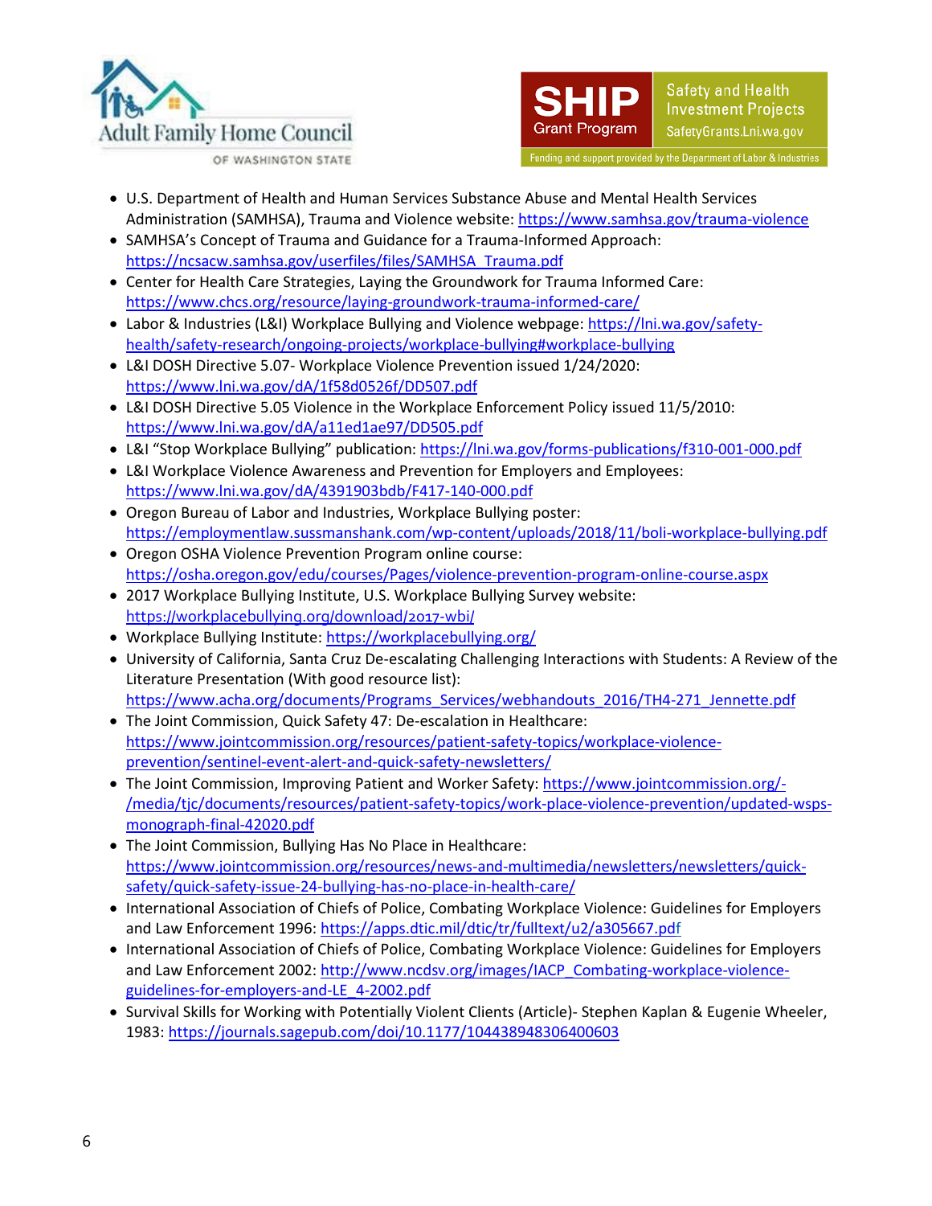- U.S. Department of Health and Human Services Substance Abuse and Mental Health Services Administration (SAMHSA), Trauma and Violence website: https://www.samhsa.gov/trauma-violence
- SAMHSA's Concept of Trauma and Guidance for a Trauma-Informed Approach: https://ncsacw.samhsa.gov/userfiles/files/SAMHSA_Trauma.pdf
- Center for Health Care Strategies, Laying the Groundwork for Trauma Informed Care: https://www.chcs.org/resource/laying-groundwork-trauma-informed-care/
- Labor & Industries (L&I) Workplace Bullying and Violence webpage: https://lni.wa.gov/safety-health/safety-research/ongoing-projects/workplace-bullying#workplace-bullying
- L&I DOSH Directive 5.07- Workplace Violence Prevention issued 1/24/2020: https://www.lni.wa.gov/dA/1f58d0526f/DD507.pdf
- L&I DOSH Directive 5.05 Violence in the Workplace Enforcement Policy issued 11/5/2010: https://www.lni.wa.gov/dA/a11ed1ae97/DD505.pdf
- L&I "Stop Workplace Bullying" publication: https://lni.wa.gov/forms-publications/f310-001-000.pdf
- L&I Workplace Violence Awareness and Prevention for Employers and Employees: https://www.lni.wa.gov/dA/4391903bdb/F417-140-000.pdf
- Oregon Bureau of Labor and Industries, Workplace Bullying poster: https://employmentlaw.sussmanshank.com/wp-content/uploads/2018/11/boli-workplace-bullying.pdf
- Oregon OSHA Violence Prevention Program online course: https://osha.oregon.gov/edu/courses/Pages/violence-prevention-program-online-course.aspx
- 2017 Workplace Bullying Institute, U.S. Workplace Bullying Survey website: https://workplacebullying.org/download/2017-wbi/
- Workplace Bullying Institute: https://workplacebullying.org/
- University of California, Santa Cruz De-escalating Challenging Interactions with Students: A Review of the Literature Presentation (With good resource list): https://www.acha.org/documents/Programs_Services/webhandouts_2016/TH4-271_Jennette.pdf
- The Joint Commission, Quick Safety 47: De-escalation in Healthcare: https://www.jointcommission.org/resources/patient-safety-topics/workplace-violence-prevention/sentinel-event-alert-and-quick-safety-newsletters/
- The Joint Commission, Improving Patient and Worker Safety: https://www.jointcommission.org/-/media/tjc/documents/resources/patient-safety-topics/work-place-violence-prevention/updated-wsps-monograph-final-42020.pdf
- The Joint Commission, Bullying Has No Place in Healthcare: https://www.jointcommission.org/resources/news-and-multimedia/newsletters/newsletters/quick-safety/quick-safety-issue-24-bullying-has-no-place-in-health-care/
- International Association of Chiefs of Police, Combating Workplace Violence: Guidelines for Employers and Law Enforcement 1996: https://apps.dtic.mil/dtic/tr/fulltext/u2/a305667.pdf
- International Association of Chiefs of Police, Combating Workplace Violence: Guidelines for Employers and Law Enforcement 2002: http://www.ncdsv.org/images/IACP_Combating-workplace-violence-guidelines-for-employers-and-LE_4-2002.pdf
- Survival Skills for Working with Potentially Violent Clients (Article)- Stephen Kaplan & Eugenie Wheeler, 1983: https://journals.sagepub.com/doi/10.1177/104438948306400603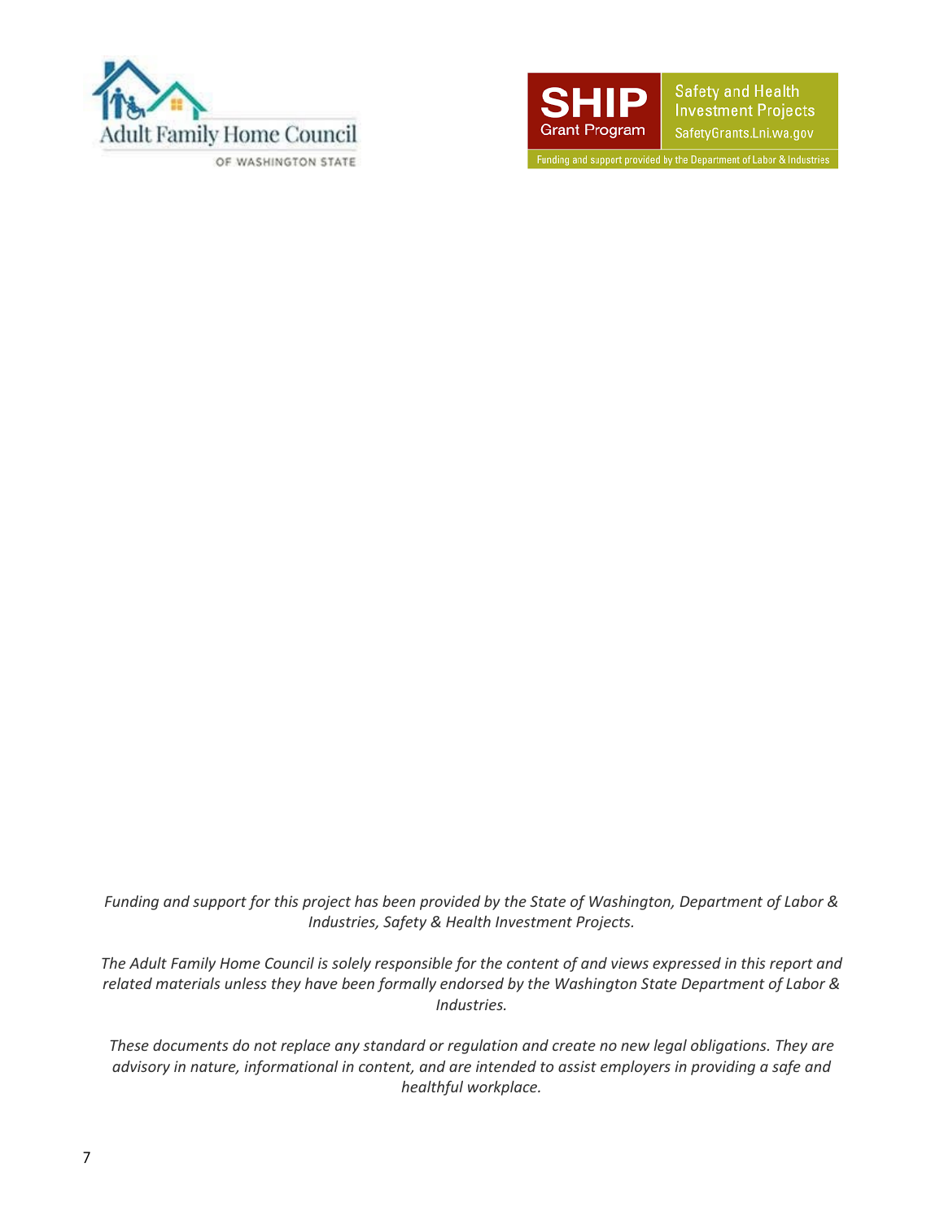Adult Family Home Council

OF WASHINGTON STATE

SHIP Grant Program

Safety and Health Investment Projects

SafetyGrants.Lni.wa.gov

Funding and support provided by the Department of Labor & Industries

*Funding and support for this project has been provided by the State of Washington, Department of Labor & Industries, Safety & Health Investment Projects.*

*The Adult Family Home Council is solely responsible for the content of and views expressed in this report and related materials unless they have been formally endorsed by the Washington State Department of Labor & Industries.*

*These documents do not replace any standard or regulation and create no new legal obligations. They are advisory in nature, informational in content, and are intended to assist employers in providing a safe and healthful workplace.*